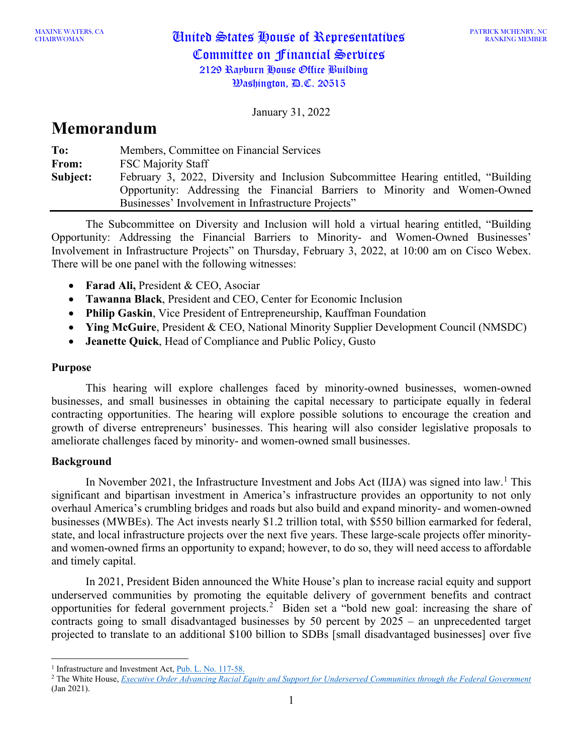MAXINE WATERS, CA
CHAIRWOMAN

United States House of Representatives
Committee on Financial Services
2129 Rayburn House Office Building
Washington, D.C. 20515

PATRICK MCHENRY, NC
RANKING MEMBER

January 31, 2022

# Memorandum

**To:** Members, Committee on Financial Services
**From:** FSC Majority Staff
**Subject:** February 3, 2022, Diversity and Inclusion Subcommittee Hearing entitled, "Building Opportunity: Addressing the Financial Barriers to Minority and Women-Owned Businesses' Involvement in Infrastructure Projects"

The Subcommittee on Diversity and Inclusion will hold a virtual hearing entitled, "Building Opportunity: Addressing the Financial Barriers to Minority- and Women-Owned Businesses' Involvement in Infrastructure Projects" on Thursday, February 3, 2022, at 10:00 am on Cisco Webex. There will be one panel with the following witnesses:

- **Farad Ali,** President & CEO, Asociar
- **Tawanna Black**, President and CEO, Center for Economic Inclusion
- **Philip Gaskin**, Vice President of Entrepreneurship, Kauffman Foundation
- **Ying McGuire**, President & CEO, National Minority Supplier Development Council (NMSDC)
- **Jeanette Quick**, Head of Compliance and Public Policy, Gusto

## Purpose

This hearing will explore challenges faced by minority-owned businesses, women-owned businesses, and small businesses in obtaining the capital necessary to participate equally in federal contracting opportunities. The hearing will explore possible solutions to encourage the creation and growth of diverse entrepreneurs' businesses. This hearing will also consider legislative proposals to ameliorate challenges faced by minority- and women-owned small businesses.

## Background

In November 2021, the Infrastructure Investment and Jobs Act (IIJA) was signed into law.[1] This significant and bipartisan investment in America's infrastructure provides an opportunity to not only overhaul America's crumbling bridges and roads but also build and expand minority- and women-owned businesses (MWBEs). The Act invests nearly $1.2 trillion total, with $550 billion earmarked for federal, state, and local infrastructure projects over the next five years. These large-scale projects offer minority- and women-owned firms an opportunity to expand; however, to do so, they will need access to affordable and timely capital.

In 2021, President Biden announced the White House's plan to increase racial equity and support underserved communities by promoting the equitable delivery of government benefits and contract opportunities for federal government projects.[2] Biden set a "bold new goal: increasing the share of contracts going to small disadvantaged businesses by 50 percent by 2025 – an unprecedented target projected to translate to an additional $100 billion to SDBs [small disadvantaged businesses] over five

---

[1] Infrastructure and Investment Act, Pub. L. No. 117-58.
[2] The White House, *Executive Order Advancing Racial Equity and Support for Underserved Communities through the Federal Government* (Jan 2021).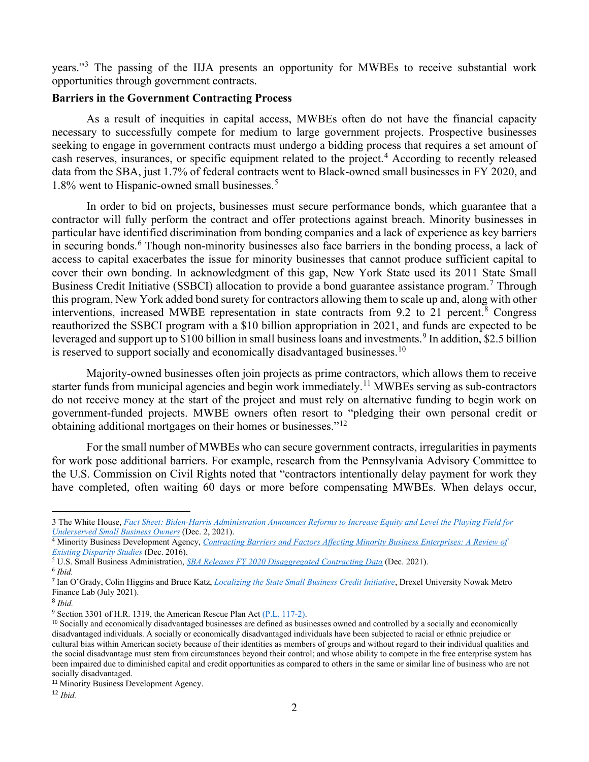years."[3] The passing of the IIJA presents an opportunity for MWBEs to receive substantial work opportunities through government contracts.

**Barriers in the Government Contracting Process**

As a result of inequities in capital access, MWBEs often do not have the financial capacity necessary to successfully compete for medium to large government projects. Prospective businesses seeking to engage in government contracts must undergo a bidding process that requires a set amount of cash reserves, insurances, or specific equipment related to the project.[4] According to recently released data from the SBA, just 1.7% of federal contracts went to Black-owned small businesses in FY 2020, and 1.8% went to Hispanic-owned small businesses.[5]

In order to bid on projects, businesses must secure performance bonds, which guarantee that a contractor will fully perform the contract and offer protections against breach. Minority businesses in particular have identified discrimination from bonding companies and a lack of experience as key barriers in securing bonds.[6] Though non-minority businesses also face barriers in the bonding process, a lack of access to capital exacerbates the issue for minority businesses that cannot produce sufficient capital to cover their own bonding. In acknowledgment of this gap, New York State used its 2011 State Small Business Credit Initiative (SSBCI) allocation to provide a bond guarantee assistance program.[7] Through this program, New York added bond surety for contractors allowing them to scale up and, along with other interventions, increased MWBE representation in state contracts from 9.2 to 21 percent.[8] Congress reauthorized the SSBCI program with a $10 billion appropriation in 2021, and funds are expected to be leveraged and support up to $100 billion in small business loans and investments.[9] In addition, $2.5 billion is reserved to support socially and economically disadvantaged businesses.[10]

Majority-owned businesses often join projects as prime contractors, which allows them to receive starter funds from municipal agencies and begin work immediately.[11] MWBEs serving as sub-contractors do not receive money at the start of the project and must rely on alternative funding to begin work on government-funded projects. MWBE owners often resort to "pledging their own personal credit or obtaining additional mortgages on their homes or businesses."[12]

For the small number of MWBEs who can secure government contracts, irregularities in payments for work pose additional barriers. For example, research from the Pennsylvania Advisory Committee to the U.S. Commission on Civil Rights noted that "contractors intentionally delay payment for work they have completed, often waiting 60 days or more before compensating MWBEs. When delays occur,

---

3 The White House, *Fact Sheet: Biden-Harris Administration Announces Reforms to Increase Equity and Level the Playing Field for Underserved Small Business Owners* (Dec. 2, 2021).

4 Minority Business Development Agency, *Contracting Barriers and Factors Affecting Minority Business Enterprises: A Review of Existing Disparity Studies* (Dec. 2016).

5 U.S. Small Business Administration, *SBA Releases FY 2020 Disaggregated Contracting Data* (Dec. 2021).

6 *Ibid.*

7 Ian O'Grady, Colin Higgins and Bruce Katz, *Localizing the State Small Business Credit Initiative*, Drexel University Nowak Metro Finance Lab (July 2021).

8 *Ibid.*

9 Section 3301 of H.R. 1319, the American Rescue Plan Act (P.L. 117-2).

10 Socially and economically disadvantaged businesses are defined as businesses owned and controlled by a socially and economically disadvantaged individuals. A socially or economically disadvantaged individuals have been subjected to racial or ethnic prejudice or cultural bias within American society because of their identities as members of groups and without regard to their individual qualities and the social disadvantage must stem from circumstances beyond their control; and whose ability to compete in the free enterprise system has been impaired due to diminished capital and credit opportunities as compared to others in the same or similar line of business who are not socially disadvantaged.

11 Minority Business Development Agency.

12 *Ibid.*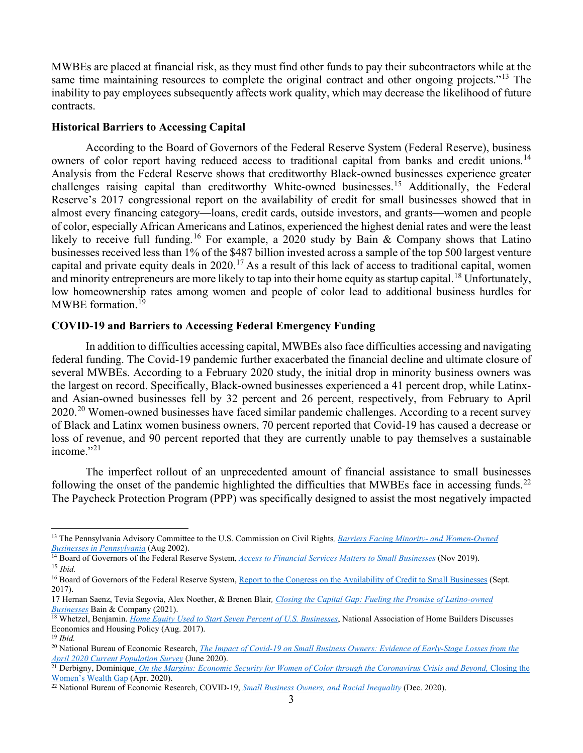MWBEs are placed at financial risk, as they must find other funds to pay their subcontractors while at the same time maintaining resources to complete the original contract and other ongoing projects."[13] The inability to pay employees subsequently affects work quality, which may decrease the likelihood of future contracts.

**Historical Barriers to Accessing Capital**

According to the Board of Governors of the Federal Reserve System (Federal Reserve), business owners of color report having reduced access to traditional capital from banks and credit unions.[14] Analysis from the Federal Reserve shows that creditworthy Black-owned businesses experience greater challenges raising capital than creditworthy White-owned businesses.[15] Additionally, the Federal Reserve's 2017 congressional report on the availability of credit for small businesses showed that in almost every financing category—loans, credit cards, outside investors, and grants—women and people of color, especially African Americans and Latinos, experienced the highest denial rates and were the least likely to receive full funding.[16] For example, a 2020 study by Bain & Company shows that Latino businesses received less than 1% of the $487 billion invested across a sample of the top 500 largest venture capital and private equity deals in 2020.[17] As a result of this lack of access to traditional capital, women and minority entrepreneurs are more likely to tap into their home equity as startup capital.[18] Unfortunately, low homeownership rates among women and people of color lead to additional business hurdles for MWBE formation.[19]

**COVID-19 and Barriers to Accessing Federal Emergency Funding**

In addition to difficulties accessing capital, MWBEs also face difficulties accessing and navigating federal funding. The Covid-19 pandemic further exacerbated the financial decline and ultimate closure of several MWBEs. According to a February 2020 study, the initial drop in minority business owners was the largest on record. Specifically, Black-owned businesses experienced a 41 percent drop, while Latinx- and Asian-owned businesses fell by 32 percent and 26 percent, respectively, from February to April 2020.[20] Women-owned businesses have faced similar pandemic challenges. According to a recent survey of Black and Latinx women business owners, 70 percent reported that Covid-19 has caused a decrease or loss of revenue, and 90 percent reported that they are currently unable to pay themselves a sustainable income."[21]

The imperfect rollout of an unprecedented amount of financial assistance to small businesses following the onset of the pandemic highlighted the difficulties that MWBEs face in accessing funds.[22] The Paycheck Protection Program (PPP) was specifically designed to assist the most negatively impacted

---

[13] The Pennsylvania Advisory Committee to the U.S. Commission on Civil Rights, *Barriers Facing Minority- and Women-Owned Businesses in Pennsylvania* (Aug 2002).

[14] Board of Governors of the Federal Reserve System, *Access to Financial Services Matters to Small Businesses* (Nov 2019).

[15] *Ibid.*

[16] Board of Governors of the Federal Reserve System, Report to the Congress on the Availability of Credit to Small Businesses (Sept. 2017).

17 Hernan Saenz, Tevia Segovia, Alex Noether, & Brenen Blair, *Closing the Capital Gap: Fueling the Promise of Latino-owned Businesses* Bain & Company (2021).

[18] Whetzel, Benjamin. *Home Equity Used to Start Seven Percent of U.S. Businesses*, National Association of Home Builders Discusses Economics and Housing Policy (Aug. 2017).

[19] *Ibid.*

[20] National Bureau of Economic Research, *The Impact of Covid-19 on Small Business Owners: Evidence of Early-Stage Losses from the April 2020 Current Population Survey* (June 2020).

[21] Derbigny, Dominique. *On the Margins: Economic Security for Women of Color through the Coronavirus Crisis and Beyond,* Closing the Women's Wealth Gap (Apr. 2020).

[22] National Bureau of Economic Research, COVID-19, *Small Business Owners, and Racial Inequality* (Dec. 2020).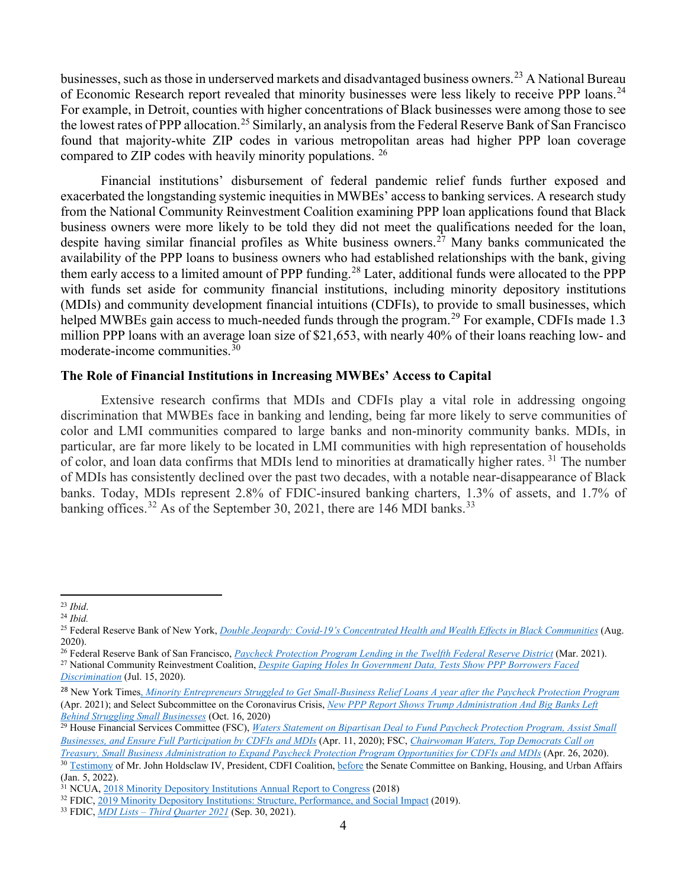businesses, such as those in underserved markets and disadvantaged business owners.[23] A National Bureau of Economic Research report revealed that minority businesses were less likely to receive PPP loans.[24] For example, in Detroit, counties with higher concentrations of Black businesses were among those to see the lowest rates of PPP allocation.[25] Similarly, an analysis from the Federal Reserve Bank of San Francisco found that majority-white ZIP codes in various metropolitan areas had higher PPP loan coverage compared to ZIP codes with heavily minority populations. [26]

Financial institutions' disbursement of federal pandemic relief funds further exposed and exacerbated the longstanding systemic inequities in MWBEs' access to banking services. A research study from the National Community Reinvestment Coalition examining PPP loan applications found that Black business owners were more likely to be told they did not meet the qualifications needed for the loan, despite having similar financial profiles as White business owners.[27] Many banks communicated the availability of the PPP loans to business owners who had established relationships with the bank, giving them early access to a limited amount of PPP funding.[28] Later, additional funds were allocated to the PPP with funds set aside for community financial institutions, including minority depository institutions (MDIs) and community development financial intuitions (CDFIs), to provide to small businesses, which helped MWBEs gain access to much-needed funds through the program.[29] For example, CDFIs made 1.3 million PPP loans with an average loan size of $21,653, with nearly 40% of their loans reaching low- and moderate-income communities.[30]

**The Role of Financial Institutions in Increasing MWBEs' Access to Capital**

Extensive research confirms that MDIs and CDFIs play a vital role in addressing ongoing discrimination that MWBEs face in banking and lending, being far more likely to serve communities of color and LMI communities compared to large banks and non-minority community banks. MDIs, in particular, are far more likely to be located in LMI communities with high representation of households of color, and loan data confirms that MDIs lend to minorities at dramatically higher rates. [31] The number of MDIs has consistently declined over the past two decades, with a notable near-disappearance of Black banks. Today, MDIs represent 2.8% of FDIC-insured banking charters, 1.3% of assets, and 1.7% of banking offices.[32] As of the September 30, 2021, there are 146 MDI banks.[33]

---

[23] *Ibid*.
[24] *Ibid.*
[25] Federal Reserve Bank of New York, *Double Jeopardy: Covid-19's Concentrated Health and Wealth Effects in Black Communities* (Aug. 2020).
[26] Federal Reserve Bank of San Francisco, *Paycheck Protection Program Lending in the Twelfth Federal Reserve District* (Mar. 2021).
[27] National Community Reinvestment Coalition, *Despite Gaping Holes In Government Data, Tests Show PPP Borrowers Faced Discrimination* (Jul. 15, 2020).
[28] New York Times, *Minority Entrepreneurs Struggled to Get Small-Business Relief Loans A year after the Paycheck Protection Program* (Apr. 2021); and Select Subcommittee on the Coronavirus Crisis, *New PPP Report Shows Trump Administration And Big Banks Left Behind Struggling Small Businesses* (Oct. 16, 2020)
[29] House Financial Services Committee (FSC), *Waters Statement on Bipartisan Deal to Fund Paycheck Protection Program, Assist Small Businesses, and Ensure Full Participation by CDFIs and MDIs* (Apr. 11, 2020); FSC, *Chairwoman Waters, Top Democrats Call on Treasury, Small Business Administration to Expand Paycheck Protection Program Opportunities for CDFIs and MDIs* (Apr. 26, 2020).
[30] Testimony of Mr. John Holdsclaw IV, President, CDFI Coalition, before the Senate Committee on Banking, Housing, and Urban Affairs (Jan. 5, 2022).
[31] NCUA, 2018 Minority Depository Institutions Annual Report to Congress (2018)
[32] FDIC, 2019 Minority Depository Institutions: Structure, Performance, and Social Impact (2019).
[33] FDIC, *MDI Lists – Third Quarter 2021* (Sep. 30, 2021).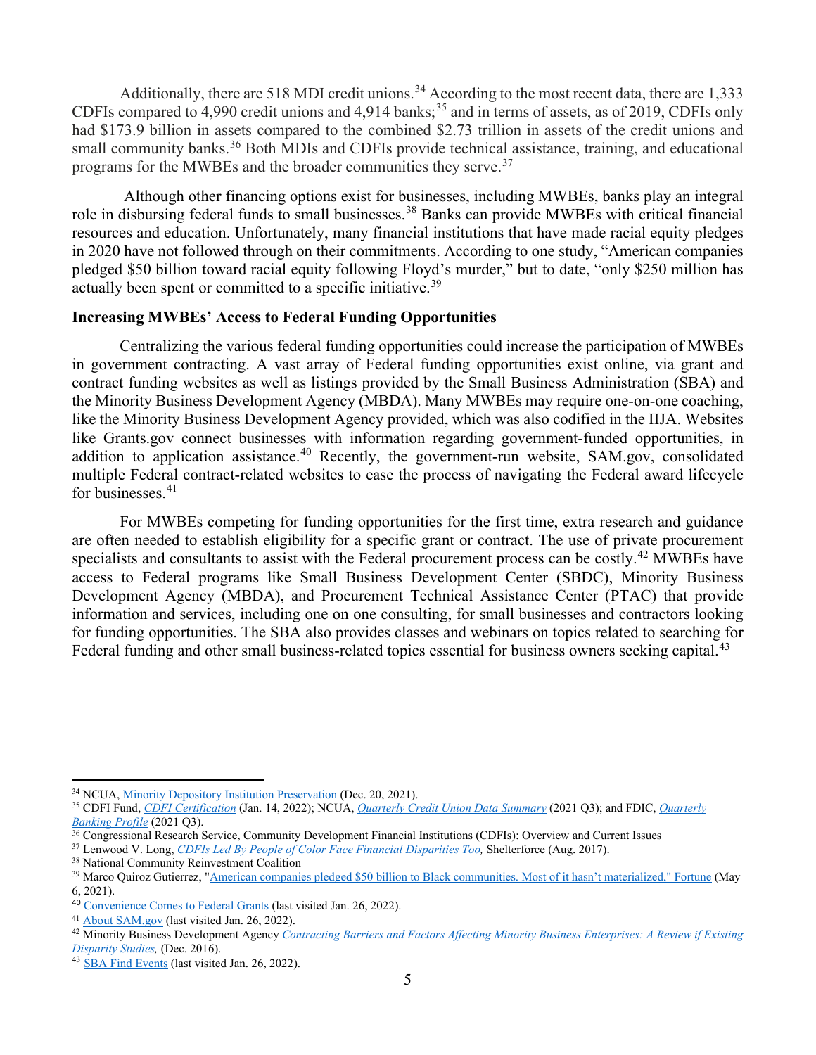Additionally, there are 518 MDI credit unions.[34] According to the most recent data, there are 1,333 CDFIs compared to 4,990 credit unions and 4,914 banks;[35] and in terms of assets, as of 2019, CDFIs only had $173.9 billion in assets compared to the combined $2.73 trillion in assets of the credit unions and small community banks.[36] Both MDIs and CDFIs provide technical assistance, training, and educational programs for the MWBEs and the broader communities they serve.[37]

Although other financing options exist for businesses, including MWBEs, banks play an integral role in disbursing federal funds to small businesses.[38] Banks can provide MWBEs with critical financial resources and education. Unfortunately, many financial institutions that have made racial equity pledges in 2020 have not followed through on their commitments. According to one study, "American companies pledged $50 billion toward racial equity following Floyd's murder," but to date, "only $250 million has actually been spent or committed to a specific initiative.[39]

**Increasing MWBEs' Access to Federal Funding Opportunities**

Centralizing the various federal funding opportunities could increase the participation of MWBEs in government contracting. A vast array of Federal funding opportunities exist online, via grant and contract funding websites as well as listings provided by the Small Business Administration (SBA) and the Minority Business Development Agency (MBDA). Many MWBEs may require one-on-one coaching, like the Minority Business Development Agency provided, which was also codified in the IIJA. Websites like Grants.gov connect businesses with information regarding government-funded opportunities, in addition to application assistance.[40] Recently, the government-run website, SAM.gov, consolidated multiple Federal contract-related websites to ease the process of navigating the Federal award lifecycle for businesses.[41]

For MWBEs competing for funding opportunities for the first time, extra research and guidance are often needed to establish eligibility for a specific grant or contract. The use of private procurement specialists and consultants to assist with the Federal procurement process can be costly.[42] MWBEs have access to Federal programs like Small Business Development Center (SBDC), Minority Business Development Agency (MBDA), and Procurement Technical Assistance Center (PTAC) that provide information and services, including one on one consulting, for small businesses and contractors looking for funding opportunities. The SBA also provides classes and webinars on topics related to searching for Federal funding and other small business-related topics essential for business owners seeking capital.[43]

---

[34] NCUA, Minority Depository Institution Preservation (Dec. 20, 2021).

[35] CDFI Fund, *CDFI Certification* (Jan. 14, 2022); NCUA, *Quarterly Credit Union Data Summary* (2021 Q3); and FDIC, *Quarterly Banking Profile* (2021 Q3).

[36] Congressional Research Service, Community Development Financial Institutions (CDFIs): Overview and Current Issues

[37] Lenwood V. Long, *CDFIs Led By People of Color Face Financial Disparities Too,* Shelterforce (Aug. 2017).

[38] National Community Reinvestment Coalition

[39] Marco Quiroz Gutierrez, "American companies pledged $50 billion to Black communities. Most of it hasn't materialized," Fortune (May 6, 2021).

[40] Convenience Comes to Federal Grants (last visited Jan. 26, 2022).

[41] About SAM.gov (last visited Jan. 26, 2022).

[42] Minority Business Development Agency *Contracting Barriers and Factors Affecting Minority Business Enterprises: A Review if Existing Disparity Studies,* (Dec. 2016).

[43] SBA Find Events (last visited Jan. 26, 2022).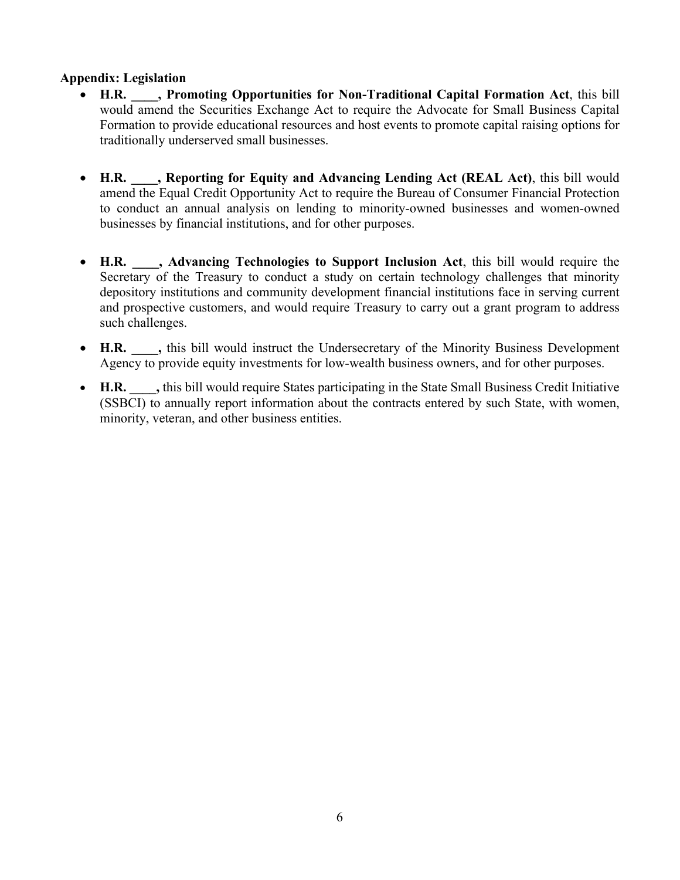**Appendix: Legislation**

- **H.R. ____, Promoting Opportunities for Non-Traditional Capital Formation Act**, this bill would amend the Securities Exchange Act to require the Advocate for Small Business Capital Formation to provide educational resources and host events to promote capital raising options for traditionally underserved small businesses.

- **H.R. ____, Reporting for Equity and Advancing Lending Act (REAL Act)**, this bill would amend the Equal Credit Opportunity Act to require the Bureau of Consumer Financial Protection to conduct an annual analysis on lending to minority-owned businesses and women-owned businesses by financial institutions, and for other purposes.

- **H.R. ____, Advancing Technologies to Support Inclusion Act**, this bill would require the Secretary of the Treasury to conduct a study on certain technology challenges that minority depository institutions and community development financial institutions face in serving current and prospective customers, and would require Treasury to carry out a grant program to address such challenges.

- **H.R. ____,** this bill would instruct the Undersecretary of the Minority Business Development Agency to provide equity investments for low-wealth business owners, and for other purposes.

- **H.R. ____,** this bill would require States participating in the State Small Business Credit Initiative (SSBCI) to annually report information about the contracts entered by such State, with women, minority, veteran, and other business entities.